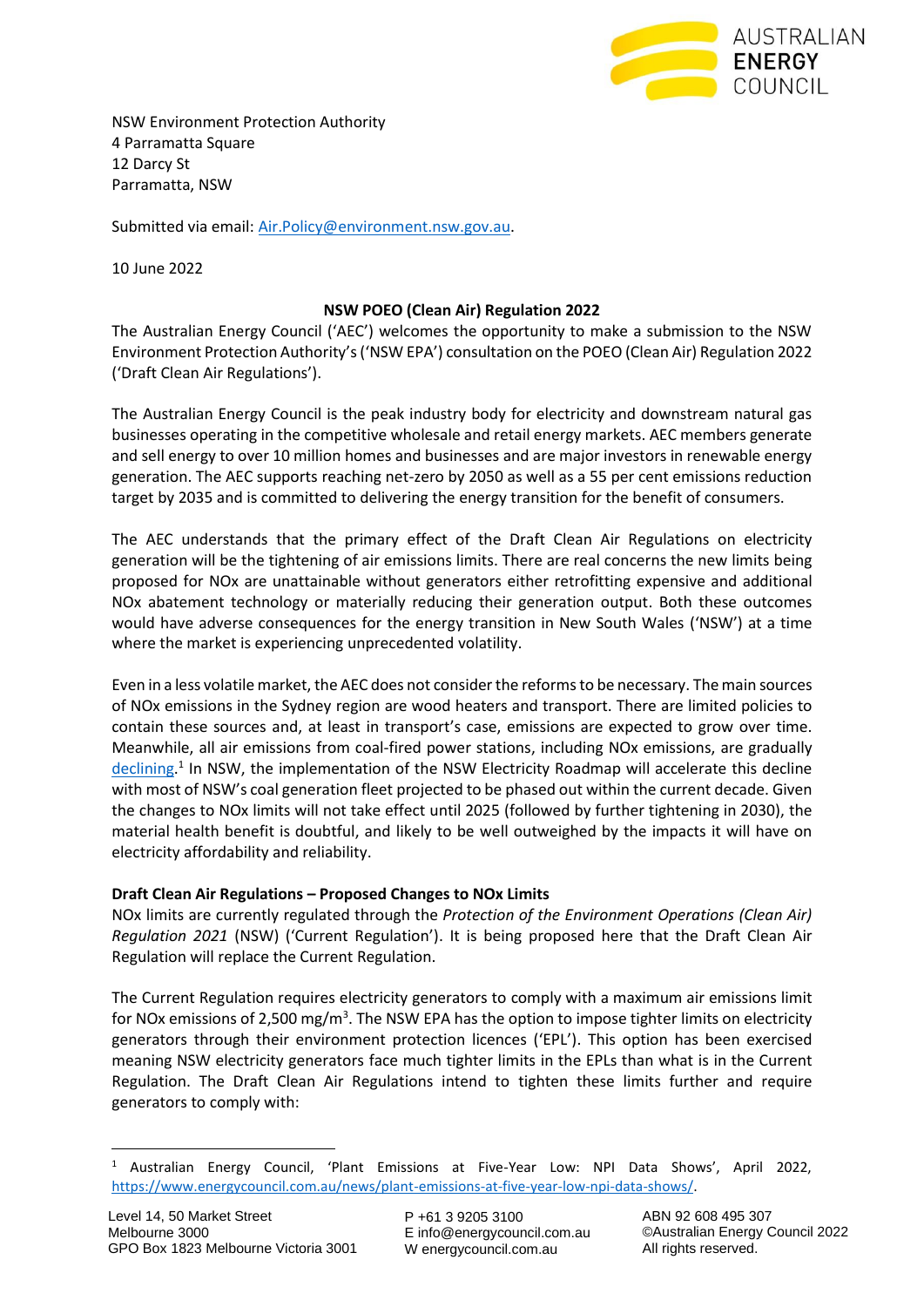NSW Environment Protection Authority
4 Parramatta Square
12 Darcy St
Parramatta, NSW

Submitted via email: [Air.Policy@environment.nsw.gov.au](mailto:Air.Policy@environment.nsw.gov.au).

10 June 2022

**NSW POEO (Clean Air) Regulation 2022**

The Australian Energy Council ('AEC') welcomes the opportunity to make a submission to the NSW Environment Protection Authority's ('NSW EPA') consultation on the POEO (Clean Air) Regulation 2022 ('Draft Clean Air Regulations').

The Australian Energy Council is the peak industry body for electricity and downstream natural gas businesses operating in the competitive wholesale and retail energy markets. AEC members generate and sell energy to over 10 million homes and businesses and are major investors in renewable energy generation. The AEC supports reaching net-zero by 2050 as well as a 55 per cent emissions reduction target by 2035 and is committed to delivering the energy transition for the benefit of consumers.

The AEC understands that the primary effect of the Draft Clean Air Regulations on electricity generation will be the tightening of air emissions limits. There are real concerns the new limits being proposed for NOx are unattainable without generators either retrofitting expensive and additional NOx abatement technology or materially reducing their generation output. Both these outcomes would have adverse consequences for the energy transition in New South Wales ('NSW') at a time where the market is experiencing unprecedented volatility.

Even in a less volatile market, the AEC does not consider the reforms to be necessary. The main sources of NOx emissions in the Sydney region are wood heaters and transport. There are limited policies to contain these sources and, at least in transport's case, emissions are expected to grow over time. Meanwhile, all air emissions from coal-fired power stations, including NOx emissions, are gradually declining.[1] In NSW, the implementation of the NSW Electricity Roadmap will accelerate this decline with most of NSW's coal generation fleet projected to be phased out within the current decade. Given the changes to NOx limits will not take effect until 2025 (followed by further tightening in 2030), the material health benefit is doubtful, and likely to be well outweighed by the impacts it will have on electricity affordability and reliability.

**Draft Clean Air Regulations – Proposed Changes to NOx Limits**

NOx limits are currently regulated through the *Protection of the Environment Operations (Clean Air) Regulation 2021* (NSW) ('Current Regulation'). It is being proposed here that the Draft Clean Air Regulation will replace the Current Regulation.

The Current Regulation requires electricity generators to comply with a maximum air emissions limit for NOx emissions of 2,500 $mg/m^3$. The NSW EPA has the option to impose tighter limits on electricity generators through their environment protection licences ('EPL'). This option has been exercised meaning NSW electricity generators face much tighter limits in the EPLs than what is in the Current Regulation. The Draft Clean Air Regulations intend to tighten these limits further and require generators to comply with:

---

[1] Australian Energy Council, 'Plant Emissions at Five-Year Low: NPI Data Shows', April 2022, https://www.energycouncil.com.au/news/plant-emissions-at-five-year-low-npi-data-shows/.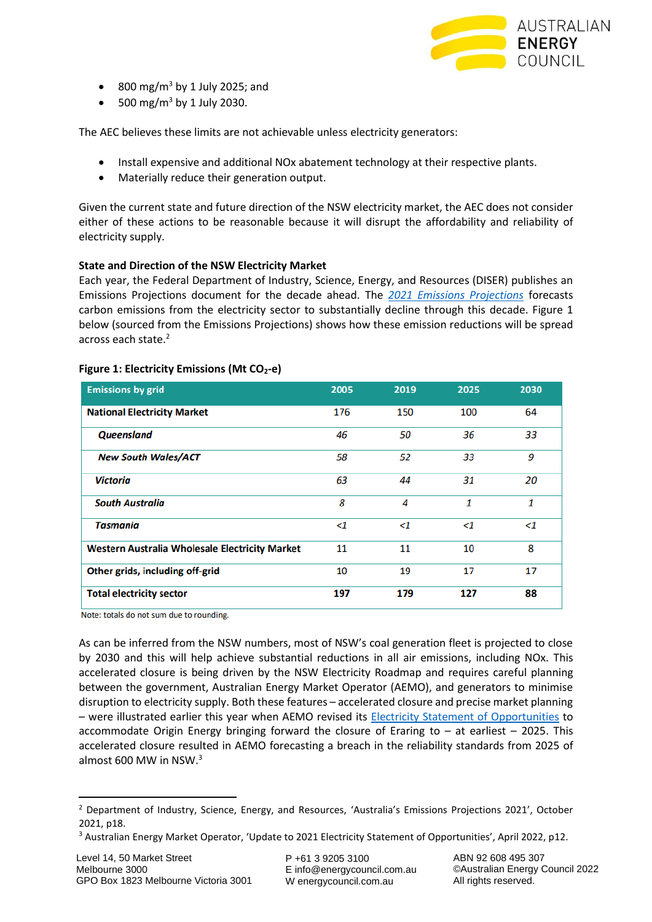- 800 mg/m$^3$ by 1 July 2025; and
- 500 mg/m$^3$ by 1 July 2030.

The AEC believes these limits are not achievable unless electricity generators:

- Install expensive and additional NOx abatement technology at their respective plants.
- Materially reduce their generation output.

Given the current state and future direction of the NSW electricity market, the AEC does not consider either of these actions to be reasonable because it will disrupt the affordability and reliability of electricity supply.

**State and Direction of the NSW Electricity Market**

Each year, the Federal Department of Industry, Science, Energy, and Resources (DISER) publishes an Emissions Projections document for the decade ahead. The *2021 Emissions Projections* forecasts carbon emissions from the electricity sector to substantially decline through this decade. Figure 1 below (sourced from the Emissions Projections) shows how these emission reductions will be spread across each state.[2]

**Figure 1: Electricity Emissions (Mt $CO_2$-e)**

| Emissions by grid | 2005 | 2019 | 2025 | 2030 |
|---|---|---|---|---|
| **National Electricity Market** | 176 | 150 | 100 | 64 |
| ***Queensland*** | *46* | *50* | *36* | *33* |
| ***New South Wales/ACT*** | *58* | *52* | *33* | *9* |
| ***Victoria*** | *63* | *44* | *31* | *20* |
| ***South Australia*** | *8* | *4* | *1* | *1* |
| ***Tasmania*** | *<1* | *<1* | *<1* | *<1* |
| **Western Australia Wholesale Electricity Market** | 11 | 11 | 10 | 8 |
| **Other grids, including off-grid** | 10 | 19 | 17 | 17 |
| **Total electricity sector** | **197** | **179** | **127** | **88** |

Note: totals do not sum due to rounding.

As can be inferred from the NSW numbers, most of NSW's coal generation fleet is projected to close by 2030 and this will help achieve substantial reductions in all air emissions, including NOx. This accelerated closure is being driven by the NSW Electricity Roadmap and requires careful planning between the government, Australian Energy Market Operator (AEMO), and generators to minimise disruption to electricity supply. Both these features – accelerated closure and precise market planning – were illustrated earlier this year when AEMO revised its Electricity Statement of Opportunities to accommodate Origin Energy bringing forward the closure of Eraring to – at earliest – 2025. This accelerated closure resulted in AEMO forecasting a breach in the reliability standards from 2025 of almost 600 MW in NSW.[3]

[2] Department of Industry, Science, Energy, and Resources, 'Australia's Emissions Projections 2021', October 2021, p18.

[3] Australian Energy Market Operator, 'Update to 2021 Electricity Statement of Opportunities', April 2022, p12.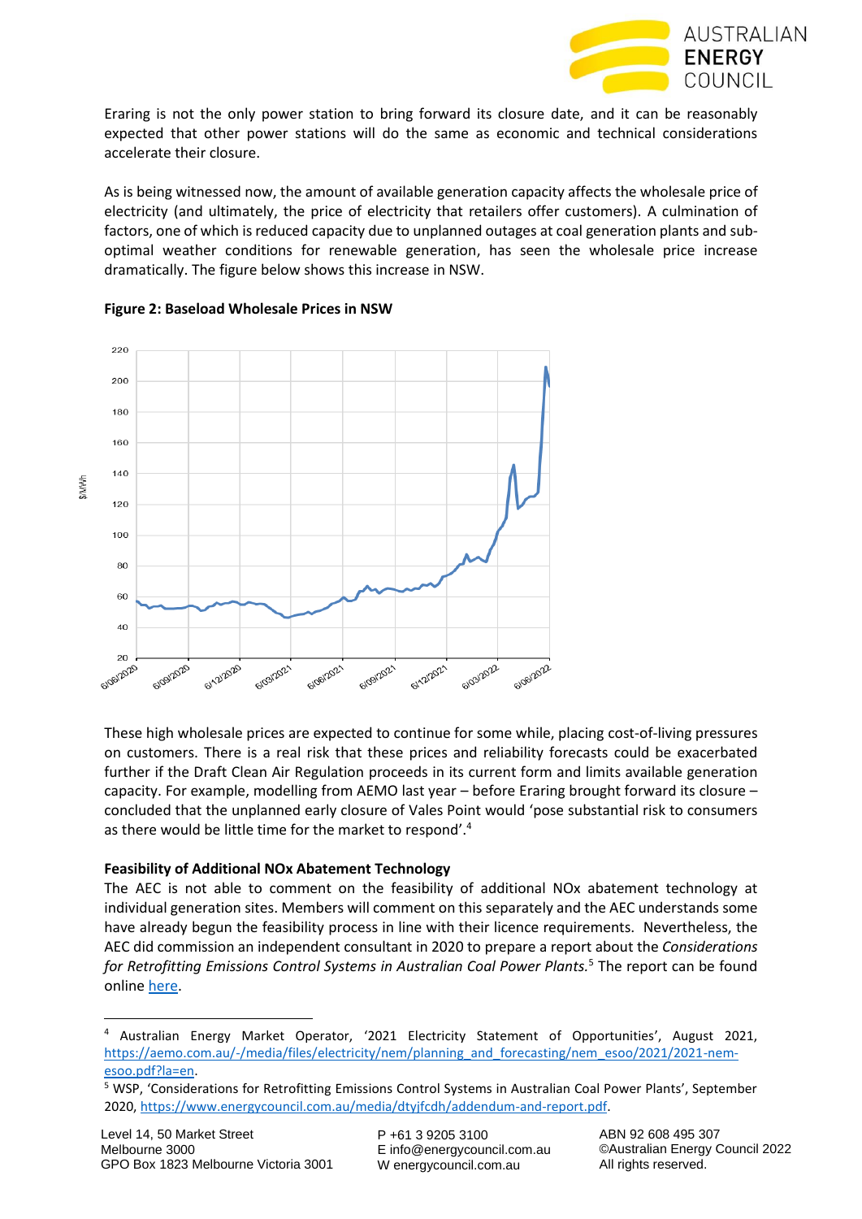Eraring is not the only power station to bring forward its closure date, and it can be reasonably expected that other power stations will do the same as economic and technical considerations accelerate their closure.

As is being witnessed now, the amount of available generation capacity affects the wholesale price of electricity (and ultimately, the price of electricity that retailers offer customers). A culmination of factors, one of which is reduced capacity due to unplanned outages at coal generation plants and sub-optimal weather conditions for renewable generation, has seen the wholesale price increase dramatically. The figure below shows this increase in NSW.

**Figure 2: Baseload Wholesale Prices in NSW**

These high wholesale prices are expected to continue for some while, placing cost-of-living pressures on customers. There is a real risk that these prices and reliability forecasts could be exacerbated further if the Draft Clean Air Regulation proceeds in its current form and limits available generation capacity. For example, modelling from AEMO last year – before Eraring brought forward its closure – concluded that the unplanned early closure of Vales Point would 'pose substantial risk to consumers as there would be little time for the market to respond'.[4]

**Feasibility of Additional NOx Abatement Technology**

The AEC is not able to comment on the feasibility of additional NOx abatement technology at individual generation sites. Members will comment on this separately and the AEC understands some have already begun the feasibility process in line with their licence requirements. Nevertheless, the AEC did commission an independent consultant in 2020 to prepare a report about the *Considerations for Retrofitting Emissions Control Systems in Australian Coal Power Plants.*[5] The report can be found online here.

---

[4] Australian Energy Market Operator, '2021 Electricity Statement of Opportunities', August 2021, https://aemo.com.au/-/media/files/electricity/nem/planning_and_forecasting/nem_esoo/2021/2021-nem-esoo.pdf?la=en.

[5] WSP, 'Considerations for Retrofitting Emissions Control Systems in Australian Coal Power Plants', September 2020, https://www.energycouncil.com.au/media/dtyjfcdh/addendum-and-report.pdf.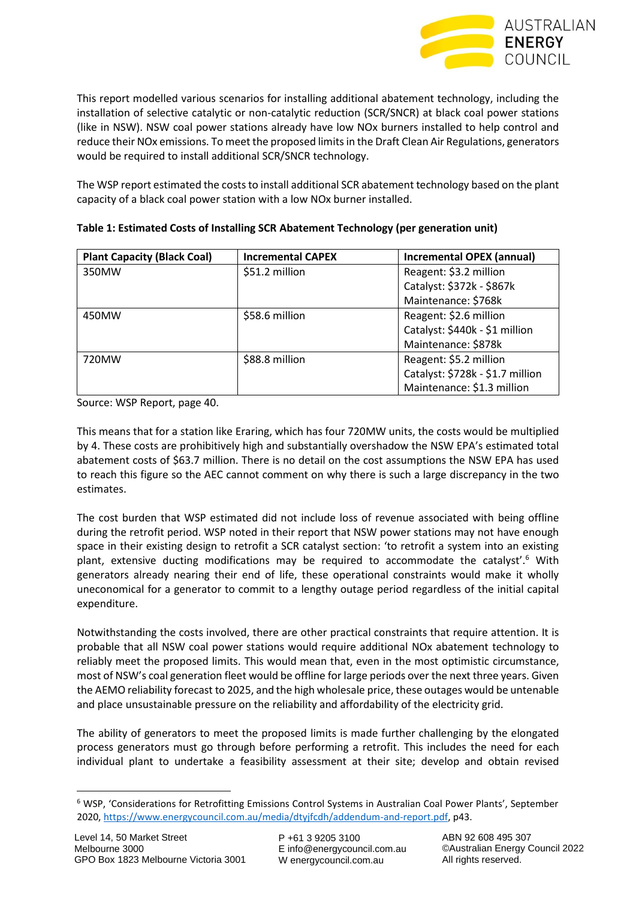This report modelled various scenarios for installing additional abatement technology, including the installation of selective catalytic or non-catalytic reduction (SCR/SNCR) at black coal power stations (like in NSW). NSW coal power stations already have low NOx burners installed to help control and reduce their NOx emissions. To meet the proposed limits in the Draft Clean Air Regulations, generators would be required to install additional SCR/SNCR technology.

The WSP report estimated the costs to install additional SCR abatement technology based on the plant capacity of a black coal power station with a low NOx burner installed.

**Table 1: Estimated Costs of Installing SCR Abatement Technology (per generation unit)**

| Plant Capacity (Black Coal) | Incremental CAPEX | Incremental OPEX (annual) |
| --- | --- | --- |
| 350MW | $51.2 million | Reagent: $3.2 million<br>Catalyst: $372k - $867k<br>Maintenance: $768k |
| 450MW | $58.6 million | Reagent: $2.6 million<br>Catalyst: $440k - $1 million<br>Maintenance: $878k |
| 720MW | $88.8 million | Reagent: $5.2 million<br>Catalyst: $728k - $1.7 million<br>Maintenance: $1.3 million |

Source: WSP Report, page 40.

This means that for a station like Eraring, which has four 720MW units, the costs would be multiplied by 4. These costs are prohibitively high and substantially overshadow the NSW EPA's estimated total abatement costs of $63.7 million. There is no detail on the cost assumptions the NSW EPA has used to reach this figure so the AEC cannot comment on why there is such a large discrepancy in the two estimates.

The cost burden that WSP estimated did not include loss of revenue associated with being offline during the retrofit period. WSP noted in their report that NSW power stations may not have enough space in their existing design to retrofit a SCR catalyst section: 'to retrofit a system into an existing plant, extensive ducting modifications may be required to accommodate the catalyst'.[6] With generators already nearing their end of life, these operational constraints would make it wholly uneconomical for a generator to commit to a lengthy outage period regardless of the initial capital expenditure.

Notwithstanding the costs involved, there are other practical constraints that require attention. It is probable that all NSW coal power stations would require additional NOx abatement technology to reliably meet the proposed limits. This would mean that, even in the most optimistic circumstance, most of NSW's coal generation fleet would be offline for large periods over the next three years. Given the AEMO reliability forecast to 2025, and the high wholesale price, these outages would be untenable and place unsustainable pressure on the reliability and affordability of the electricity grid.

The ability of generators to meet the proposed limits is made further challenging by the elongated process generators must go through before performing a retrofit. This includes the need for each individual plant to undertake a feasibility assessment at their site; develop and obtain revised

[6] WSP, 'Considerations for Retrofitting Emissions Control Systems in Australian Coal Power Plants', September 2020, https://www.energycouncil.com.au/media/dtyjfcdh/addendum-and-report.pdf, p43.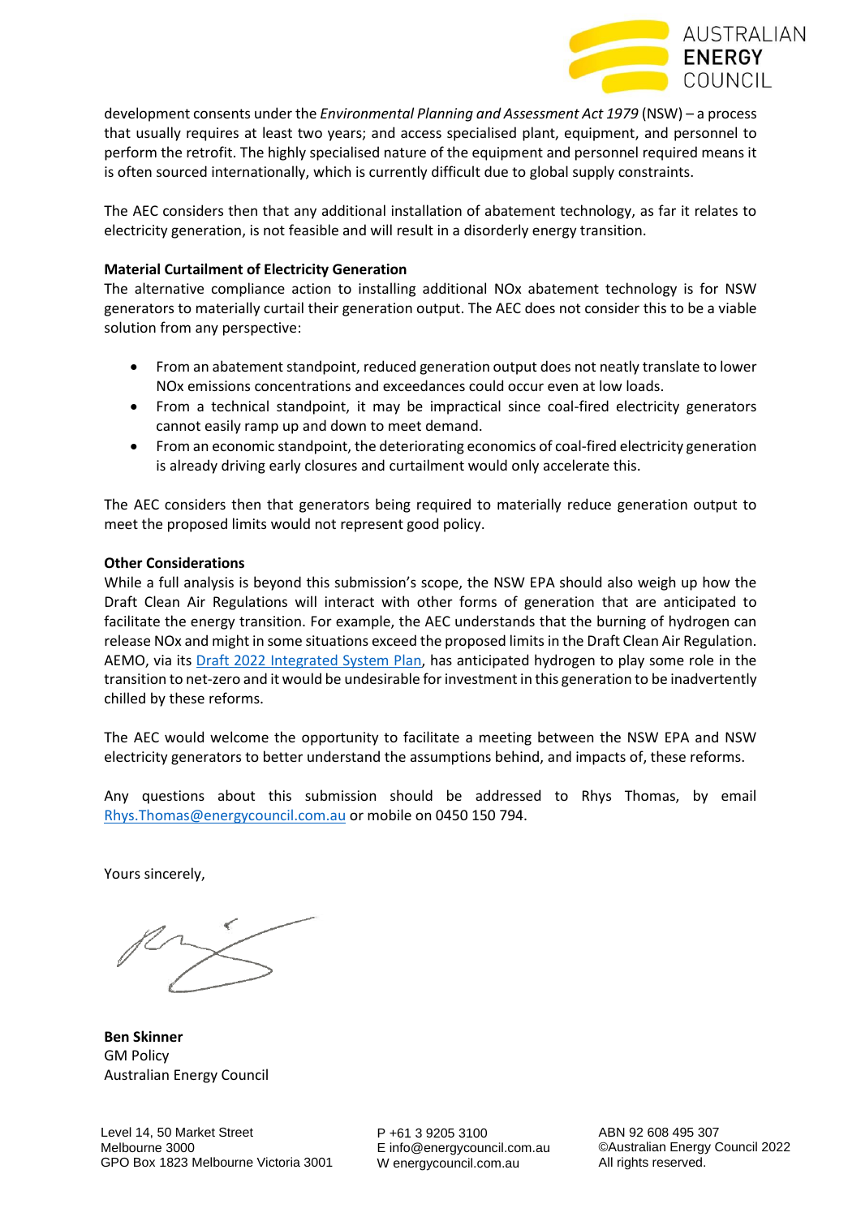development consents under the *Environmental Planning and Assessment Act 1979* (NSW) – a process that usually requires at least two years; and access specialised plant, equipment, and personnel to perform the retrofit. The highly specialised nature of the equipment and personnel required means it is often sourced internationally, which is currently difficult due to global supply constraints.

The AEC considers then that any additional installation of abatement technology, as far it relates to electricity generation, is not feasible and will result in a disorderly energy transition.

**Material Curtailment of Electricity Generation**

The alternative compliance action to installing additional NOx abatement technology is for NSW generators to materially curtail their generation output. The AEC does not consider this to be a viable solution from any perspective:

- From an abatement standpoint, reduced generation output does not neatly translate to lower NOx emissions concentrations and exceedances could occur even at low loads.
- From a technical standpoint, it may be impractical since coal-fired electricity generators cannot easily ramp up and down to meet demand.
- From an economic standpoint, the deteriorating economics of coal-fired electricity generation is already driving early closures and curtailment would only accelerate this.

The AEC considers then that generators being required to materially reduce generation output to meet the proposed limits would not represent good policy.

**Other Considerations**

While a full analysis is beyond this submission's scope, the NSW EPA should also weigh up how the Draft Clean Air Regulations will interact with other forms of generation that are anticipated to facilitate the energy transition. For example, the AEC understands that the burning of hydrogen can release NOx and might in some situations exceed the proposed limits in the Draft Clean Air Regulation. AEMO, via its Draft 2022 Integrated System Plan, has anticipated hydrogen to play some role in the transition to net-zero and it would be undesirable for investment in this generation to be inadvertently chilled by these reforms.

The AEC would welcome the opportunity to facilitate a meeting between the NSW EPA and NSW electricity generators to better understand the assumptions behind, and impacts of, these reforms.

Any questions about this submission should be addressed to Rhys Thomas, by email Rhys.Thomas@energycouncil.com.au or mobile on 0450 150 794.

Yours sincerely,

**Ben Skinner**
GM Policy
Australian Energy Council

Level 14, 50 Market Street
Melbourne 3000
GPO Box 1823 Melbourne Victoria 3001

P +61 3 9205 3100
E info@energycouncil.com.au
W energycouncil.com.au

ABN 92 608 495 307
©Australian Energy Council 2022
All rights reserved.